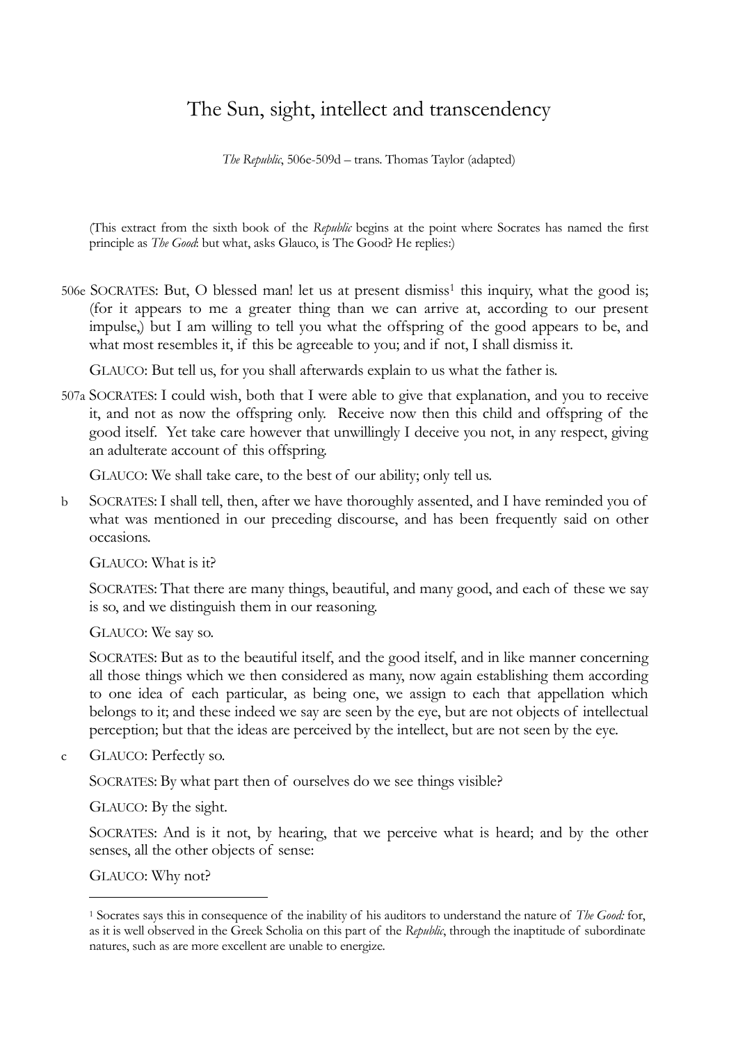# The Sun, sight, intellect and transcendency

*The Republic*, 506e-509d – trans. Thomas Taylor (adapted)

(This extract from the sixth book of the *Republic* begins at the point where Socrates has named the first principle as *The Good*: but what, asks Glauco, is The Good? He replies:)

506e SOCRATES: But, O blessed man! let us at present dismiss[1] this inquiry, what the good is; (for it appears to me a greater thing than we can arrive at, according to our present impulse,) but I am willing to tell you what the offspring of the good appears to be, and what most resembles it, if this be agreeable to you; and if not, I shall dismiss it.

GLAUCO: But tell us, for you shall afterwards explain to us what the father is.

507a SOCRATES: I could wish, both that I were able to give that explanation, and you to receive it, and not as now the offspring only. Receive now then this child and offspring of the good itself. Yet take care however that unwillingly I deceive you not, in any respect, giving an adulterate account of this offspring.

GLAUCO: We shall take care, to the best of our ability; only tell us.

b SOCRATES: I shall tell, then, after we have thoroughly assented, and I have reminded you of what was mentioned in our preceding discourse, and has been frequently said on other occasions.

GLAUCO: What is it?

SOCRATES: That there are many things, beautiful, and many good, and each of these we say is so, and we distinguish them in our reasoning.

GLAUCO: We say so.

SOCRATES: But as to the beautiful itself, and the good itself, and in like manner concerning all those things which we then considered as many, now again establishing them according to one idea of each particular, as being one, we assign to each that appellation which belongs to it; and these indeed we say are seen by the eye, but are not objects of intellectual perception; but that the ideas are perceived by the intellect, but are not seen by the eye.

c GLAUCO: Perfectly so.

SOCRATES: By what part then of ourselves do we see things visible?

GLAUCO: By the sight.

SOCRATES: And is it not, by hearing, that we perceive what is heard; and by the other senses, all the other objects of sense:

GLAUCO: Why not?

---

[1] Socrates says this in consequence of the inability of his auditors to understand the nature of *The Good:* for, as it is well observed in the Greek Scholia on this part of the *Republic*, through the inaptitude of subordinate natures, such as are more excellent are unable to energize.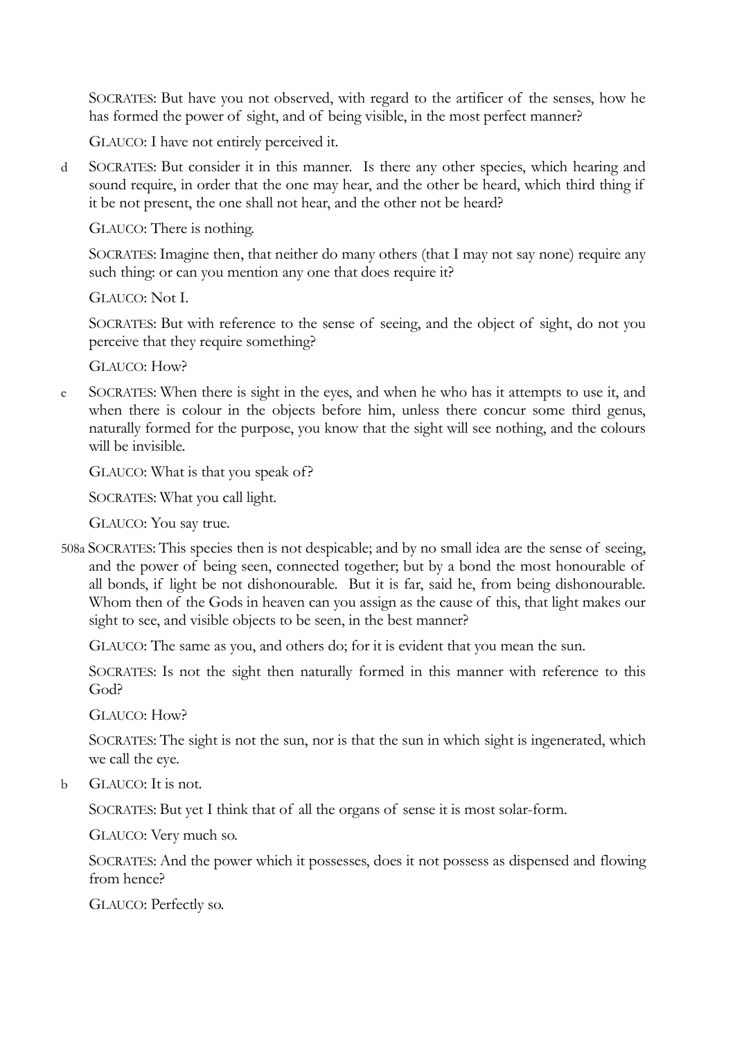SOCRATES: But have you not observed, with regard to the artificer of the senses, how he has formed the power of sight, and of being visible, in the most perfect manner?

GLAUCO: I have not entirely perceived it.

d SOCRATES: But consider it in this manner. Is there any other species, which hearing and sound require, in order that the one may hear, and the other be heard, which third thing if it be not present, the one shall not hear, and the other not be heard?

GLAUCO: There is nothing.

SOCRATES: Imagine then, that neither do many others (that I may not say none) require any such thing: or can you mention any one that does require it?

GLAUCO: Not I.

SOCRATES: But with reference to the sense of seeing, and the object of sight, do not you perceive that they require something?

GLAUCO: How?

e SOCRATES: When there is sight in the eyes, and when he who has it attempts to use it, and when there is colour in the objects before him, unless there concur some third genus, naturally formed for the purpose, you know that the sight will see nothing, and the colours will be invisible.

GLAUCO: What is that you speak of?

SOCRATES: What you call light.

GLAUCO: You say true.

508a SOCRATES: This species then is not despicable; and by no small idea are the sense of seeing, and the power of being seen, connected together; but by a bond the most honourable of all bonds, if light be not dishonourable. But it is far, said he, from being dishonourable. Whom then of the Gods in heaven can you assign as the cause of this, that light makes our sight to see, and visible objects to be seen, in the best manner?

GLAUCO: The same as you, and others do; for it is evident that you mean the sun.

SOCRATES: Is not the sight then naturally formed in this manner with reference to this God?

GLAUCO: How?

SOCRATES: The sight is not the sun, nor is that the sun in which sight is ingenerated, which we call the eye.

b GLAUCO: It is not.

SOCRATES: But yet I think that of all the organs of sense it is most solar-form.

GLAUCO: Very much so.

SOCRATES: And the power which it possesses, does it not possess as dispensed and flowing from hence?

GLAUCO: Perfectly so.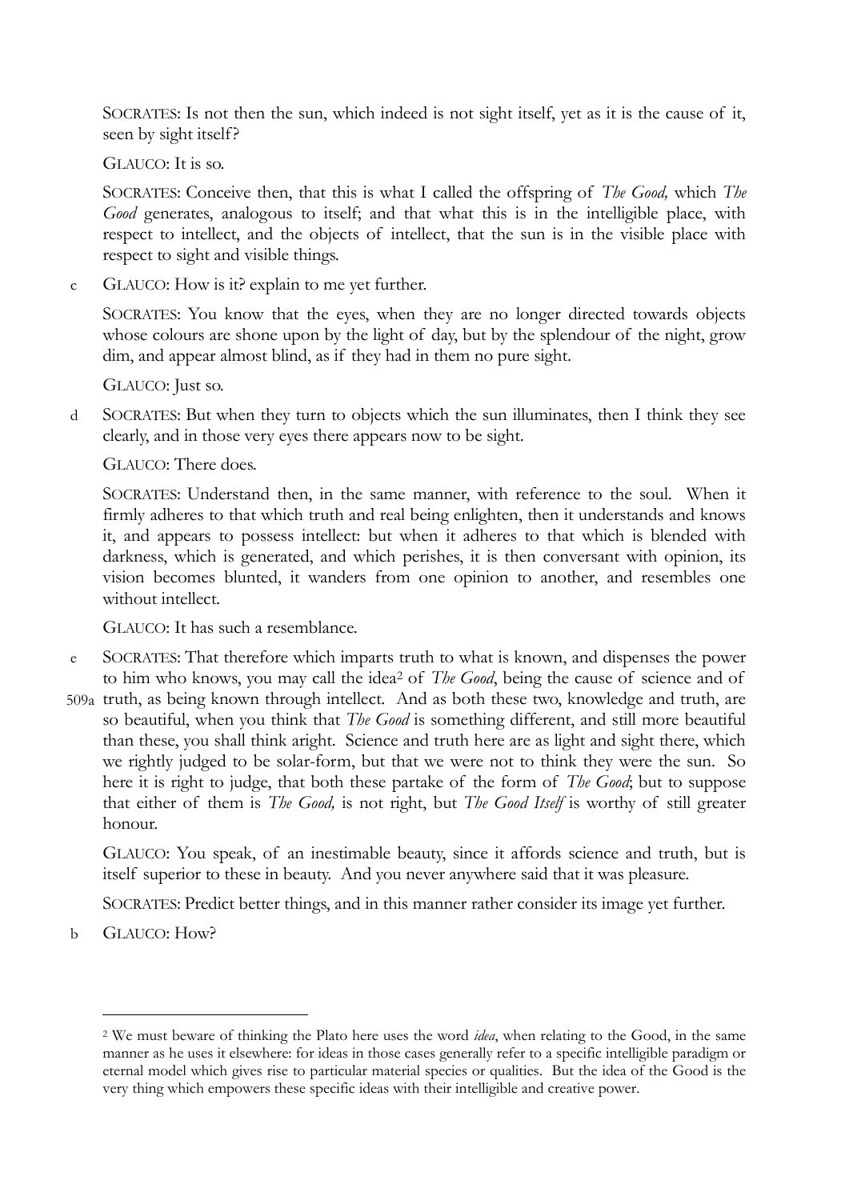SOCRATES: Is not then the sun, which indeed is not sight itself, yet as it is the cause of it, seen by sight itself?

GLAUCO: It is so.

SOCRATES: Conceive then, that this is what I called the offspring of *The Good,* which *The Good* generates, analogous to itself; and that what this is in the intelligible place, with respect to intellect, and the objects of intellect, that the sun is in the visible place with respect to sight and visible things.

c GLAUCO: How is it? explain to me yet further.

SOCRATES: You know that the eyes, when they are no longer directed towards objects whose colours are shone upon by the light of day, but by the splendour of the night, grow dim, and appear almost blind, as if they had in them no pure sight.

GLAUCO: Just so.

d SOCRATES: But when they turn to objects which the sun illuminates, then I think they see clearly, and in those very eyes there appears now to be sight.

GLAUCO: There does.

SOCRATES: Understand then, in the same manner, with reference to the soul. When it firmly adheres to that which truth and real being enlighten, then it understands and knows it, and appears to possess intellect: but when it adheres to that which is blended with darkness, which is generated, and which perishes, it is then conversant with opinion, its vision becomes blunted, it wanders from one opinion to another, and resembles one without intellect.

GLAUCO: It has such a resemblance.

e SOCRATES: That therefore which imparts truth to what is known, and dispenses the power to him who knows, you may call the idea[2] of *The Good*, being the cause of science and of 509a truth, as being known through intellect. And as both these two, knowledge and truth, are so beautiful, when you think that *The Good* is something different, and still more beautiful than these, you shall think aright. Science and truth here are as light and sight there, which we rightly judged to be solar-form, but that we were not to think they were the sun. So here it is right to judge, that both these partake of the form of *The Good*; but to suppose that either of them is *The Good,* is not right, but *The Good Itself* is worthy of still greater honour.

GLAUCO: You speak, of an inestimable beauty, since it affords science and truth, but is itself superior to these in beauty. And you never anywhere said that it was pleasure.

SOCRATES: Predict better things, and in this manner rather consider its image yet further.

b GLAUCO: How?

---

[2] We must beware of thinking the Plato here uses the word *idea*, when relating to the Good, in the same manner as he uses it elsewhere: for ideas in those cases generally refer to a specific intelligible paradigm or eternal model which gives rise to particular material species or qualities. But the idea of the Good is the very thing which empowers these specific ideas with their intelligible and creative power.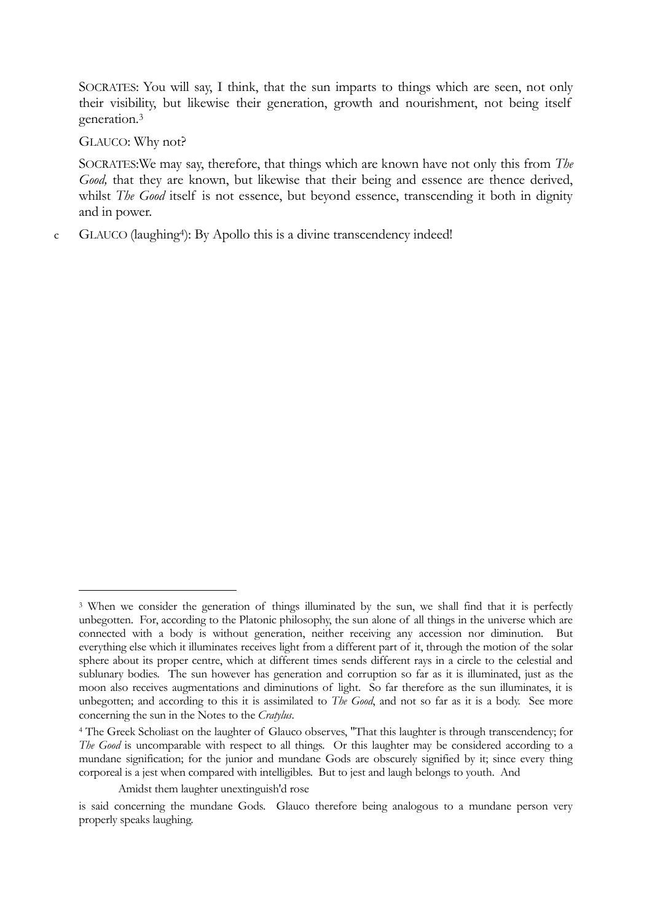SOCRATES: You will say, I think, that the sun imparts to things which are seen, not only their visibility, but likewise their generation, growth and nourishment, not being itself generation.[3]

GLAUCO: Why not?

SOCRATES:We may say, therefore, that things which are known have not only this from *The Good,* that they are known, but likewise that their being and essence are thence derived, whilst *The Good* itself is not essence, but beyond essence, transcending it both in dignity and in power.

c GLAUCO (laughing[4]): By Apollo this is a divine transcendency indeed!

---

[3] When we consider the generation of things illuminated by the sun, we shall find that it is perfectly unbegotten. For, according to the Platonic philosophy, the sun alone of all things in the universe which are connected with a body is without generation, neither receiving any accession nor diminution. But everything else which it illuminates receives light from a different part of it, through the motion of the solar sphere about its proper centre, which at different times sends different rays in a circle to the celestial and sublunary bodies. The sun however has generation and corruption so far as it is illuminated, just as the moon also receives augmentations and diminutions of light. So far therefore as the sun illuminates, it is unbegotten; and according to this it is assimilated to *The Good*, and not so far as it is a body. See more concerning the sun in the Notes to the *Cratylus*.

[4] The Greek Scholiast on the laughter of Glauco observes, "That this laughter is through transcendency; for *The Good* is uncomparable with respect to all things. Or this laughter may be considered according to a mundane signification; for the junior and mundane Gods are obscurely signified by it; since every thing corporeal is a jest when compared with intelligibles. But to jest and laugh belongs to youth. And

> Amidst them laughter unextinguish'd rose

is said concerning the mundane Gods. Glauco therefore being analogous to a mundane person very properly speaks laughing.